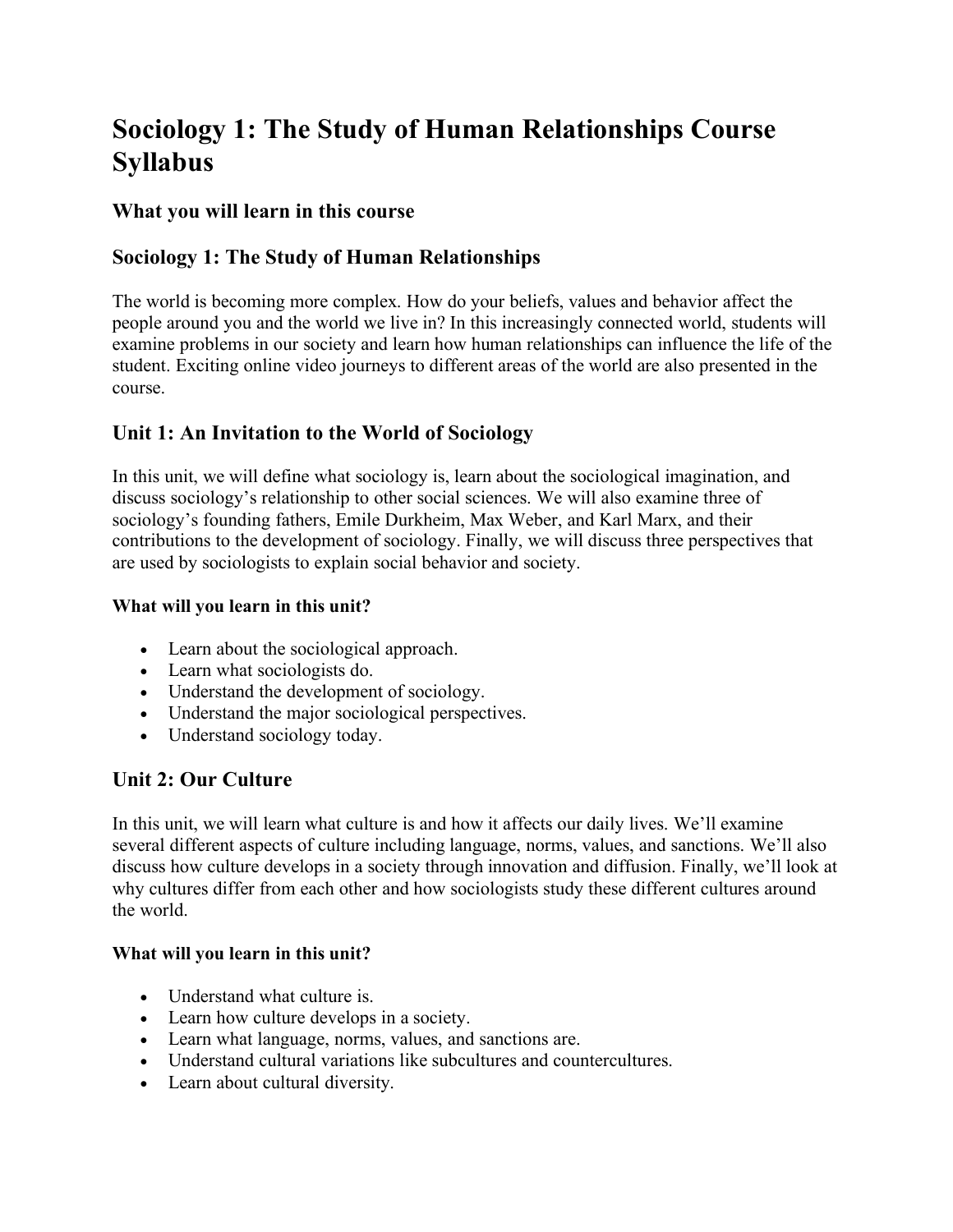# Sociology 1: The Study of Human Relationships Course Syllabus

## What you will learn in this course

## Sociology 1: The Study of Human Relationships

The world is becoming more complex. How do your beliefs, values and behavior affect the people around you and the world we live in? In this increasingly connected world, students will examine problems in our society and learn how human relationships can influence the life of the student. Exciting online video journeys to different areas of the world are also presented in the course.

## Unit 1: An Invitation to the World of Sociology

In this unit, we will define what sociology is, learn about the sociological imagination, and discuss sociology's relationship to other social sciences. We will also examine three of sociology's founding fathers, Emile Durkheim, Max Weber, and Karl Marx, and their contributions to the development of sociology. Finally, we will discuss three perspectives that are used by sociologists to explain social behavior and society.

#### What will you learn in this unit?

- Learn about the sociological approach.
- Learn what sociologists do.
- Understand the development of sociology.
- Understand the major sociological perspectives.
- Understand sociology today.

## Unit 2: Our Culture

In this unit, we will learn what culture is and how it affects our daily lives. We'll examine several different aspects of culture including language, norms, values, and sanctions. We'll also discuss how culture develops in a society through innovation and diffusion. Finally, we'll look at why cultures differ from each other and how sociologists study these different cultures around the world.

#### What will you learn in this unit?

- Understand what culture is.
- Learn how culture develops in a society.
- Learn what language, norms, values, and sanctions are.
- Understand cultural variations like subcultures and countercultures.
- Learn about cultural diversity.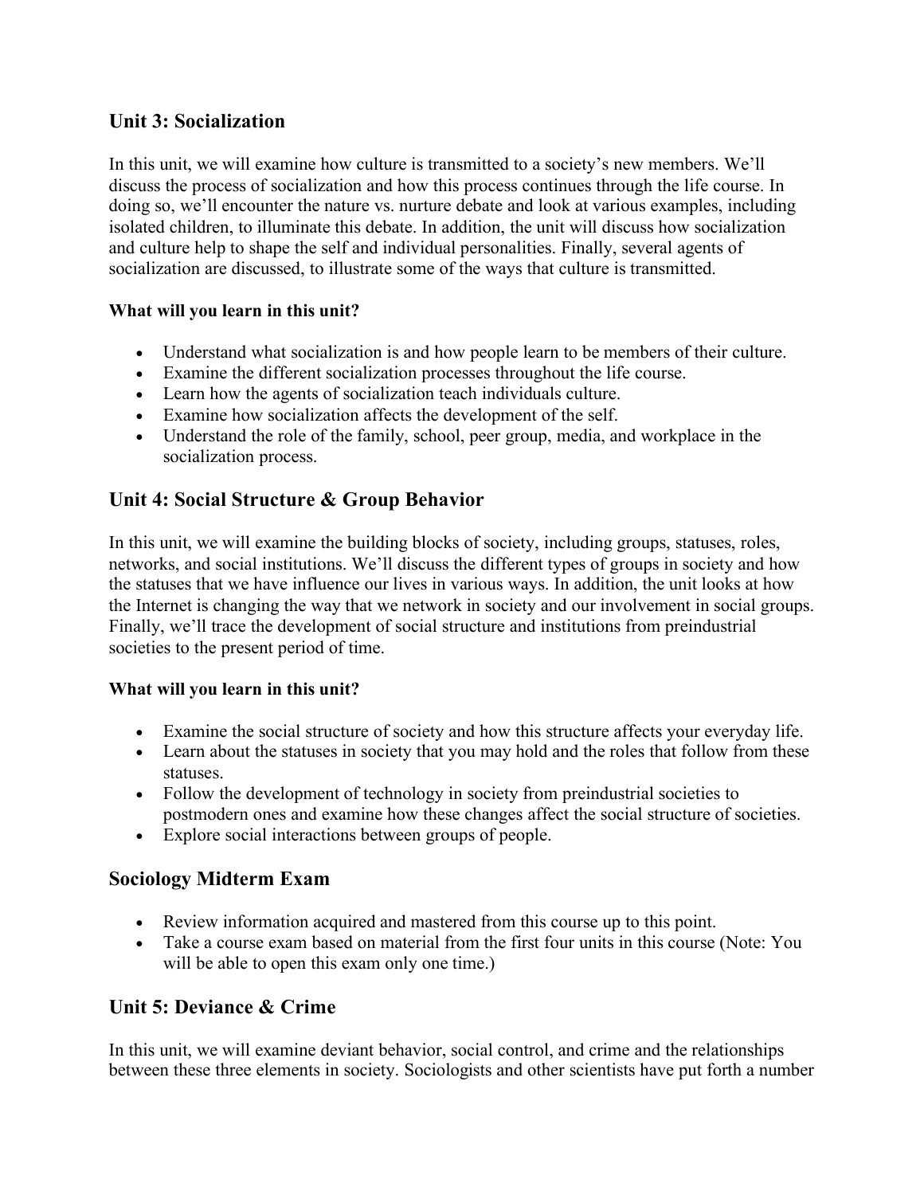## Unit 3: Socialization

In this unit, we will examine how culture is transmitted to a society's new members. We'll discuss the process of socialization and how this process continues through the life course. In doing so, we'll encounter the nature vs. nurture debate and look at various examples, including isolated children, to illuminate this debate. In addition, the unit will discuss how socialization and culture help to shape the self and individual personalities. Finally, several agents of socialization are discussed, to illustrate some of the ways that culture is transmitted.

**What will you learn in this unit?**

- Understand what socialization is and how people learn to be members of their culture.
- Examine the different socialization processes throughout the life course.
- Learn how the agents of socialization teach individuals culture.
- Examine how socialization affects the development of the self.
- Understand the role of the family, school, peer group, media, and workplace in the socialization process.

## Unit 4: Social Structure & Group Behavior

In this unit, we will examine the building blocks of society, including groups, statuses, roles, networks, and social institutions. We'll discuss the different types of groups in society and how the statuses that we have influence our lives in various ways. In addition, the unit looks at how the Internet is changing the way that we network in society and our involvement in social groups. Finally, we'll trace the development of social structure and institutions from preindustrial societies to the present period of time.

**What will you learn in this unit?**

- Examine the social structure of society and how this structure affects your everyday life.
- Learn about the statuses in society that you may hold and the roles that follow from these statuses.
- Follow the development of technology in society from preindustrial societies to postmodern ones and examine how these changes affect the social structure of societies.
- Explore social interactions between groups of people.

## Sociology Midterm Exam

- Review information acquired and mastered from this course up to this point.
- Take a course exam based on material from the first four units in this course (Note: You will be able to open this exam only one time.)

## Unit 5: Deviance & Crime

In this unit, we will examine deviant behavior, social control, and crime and the relationships between these three elements in society. Sociologists and other scientists have put forth a number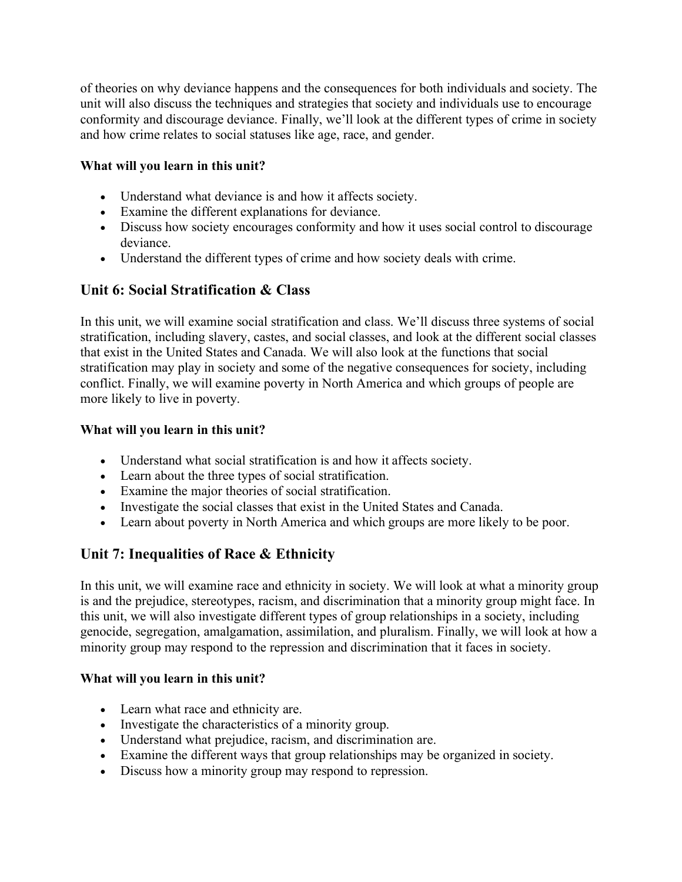of theories on why deviance happens and the consequences for both individuals and society. The unit will also discuss the techniques and strategies that society and individuals use to encourage conformity and discourage deviance. Finally, we'll look at the different types of crime in society and how crime relates to social statuses like age, race, and gender.

**What will you learn in this unit?**

- Understand what deviance is and how it affects society.
- Examine the different explanations for deviance.
- Discuss how society encourages conformity and how it uses social control to discourage deviance.
- Understand the different types of crime and how society deals with crime.

## Unit 6: Social Stratification & Class

In this unit, we will examine social stratification and class. We'll discuss three systems of social stratification, including slavery, castes, and social classes, and look at the different social classes that exist in the United States and Canada. We will also look at the functions that social stratification may play in society and some of the negative consequences for society, including conflict. Finally, we will examine poverty in North America and which groups of people are more likely to live in poverty.

**What will you learn in this unit?**

- Understand what social stratification is and how it affects society.
- Learn about the three types of social stratification.
- Examine the major theories of social stratification.
- Investigate the social classes that exist in the United States and Canada.
- Learn about poverty in North America and which groups are more likely to be poor.

## Unit 7: Inequalities of Race & Ethnicity

In this unit, we will examine race and ethnicity in society. We will look at what a minority group is and the prejudice, stereotypes, racism, and discrimination that a minority group might face. In this unit, we will also investigate different types of group relationships in a society, including genocide, segregation, amalgamation, assimilation, and pluralism. Finally, we will look at how a minority group may respond to the repression and discrimination that it faces in society.

**What will you learn in this unit?**

- Learn what race and ethnicity are.
- Investigate the characteristics of a minority group.
- Understand what prejudice, racism, and discrimination are.
- Examine the different ways that group relationships may be organized in society.
- Discuss how a minority group may respond to repression.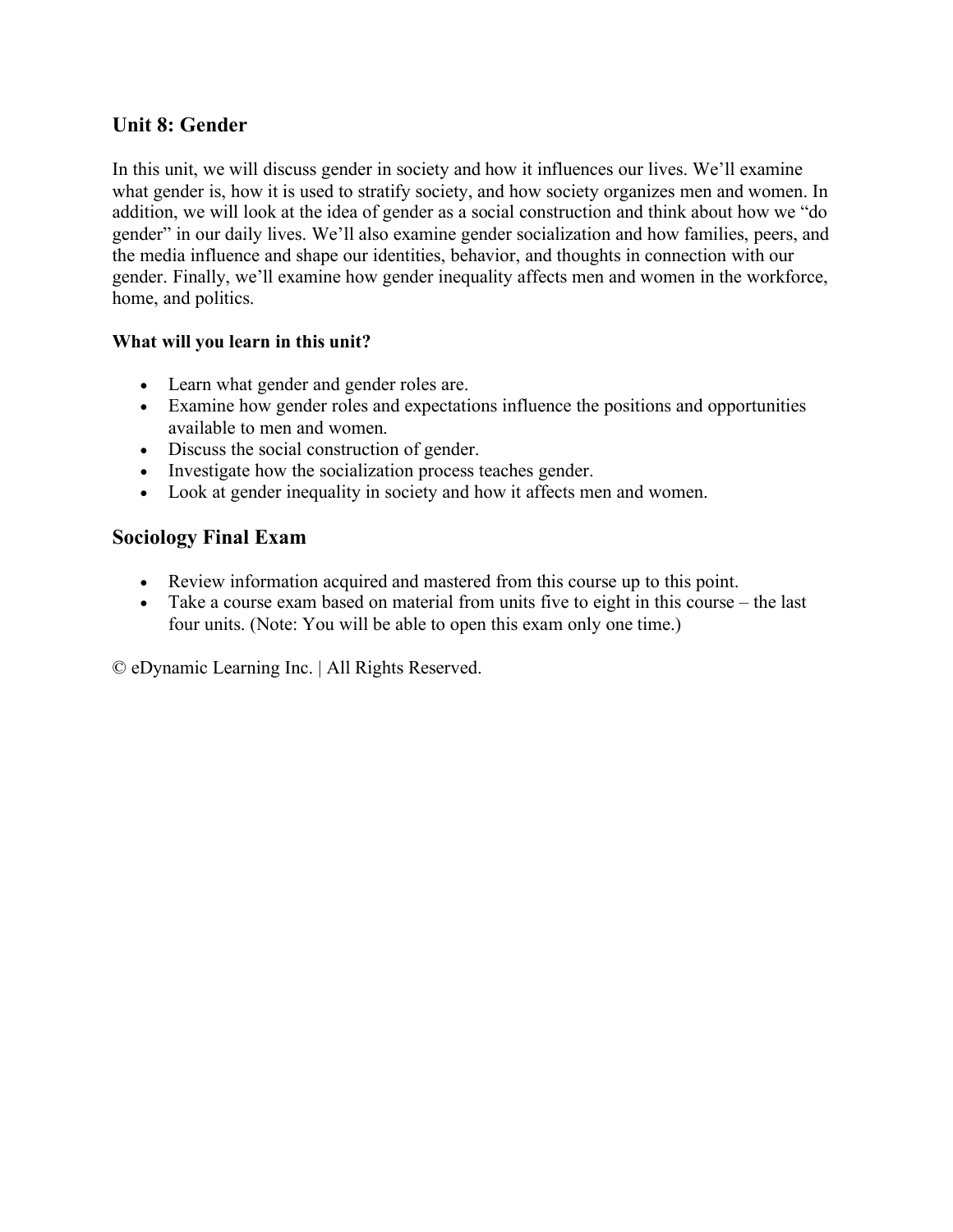## Unit 8: Gender

In this unit, we will discuss gender in society and how it influences our lives. We'll examine what gender is, how it is used to stratify society, and how society organizes men and women. In addition, we will look at the idea of gender as a social construction and think about how we "do gender" in our daily lives. We'll also examine gender socialization and how families, peers, and the media influence and shape our identities, behavior, and thoughts in connection with our gender. Finally, we'll examine how gender inequality affects men and women in the workforce, home, and politics.

**What will you learn in this unit?**

- Learn what gender and gender roles are.
- Examine how gender roles and expectations influence the positions and opportunities available to men and women.
- Discuss the social construction of gender.
- Investigate how the socialization process teaches gender.
- Look at gender inequality in society and how it affects men and women.

## Sociology Final Exam

- Review information acquired and mastered from this course up to this point.
- Take a course exam based on material from units five to eight in this course – the last four units. (Note: You will be able to open this exam only one time.)

© eDynamic Learning Inc. | All Rights Reserved.